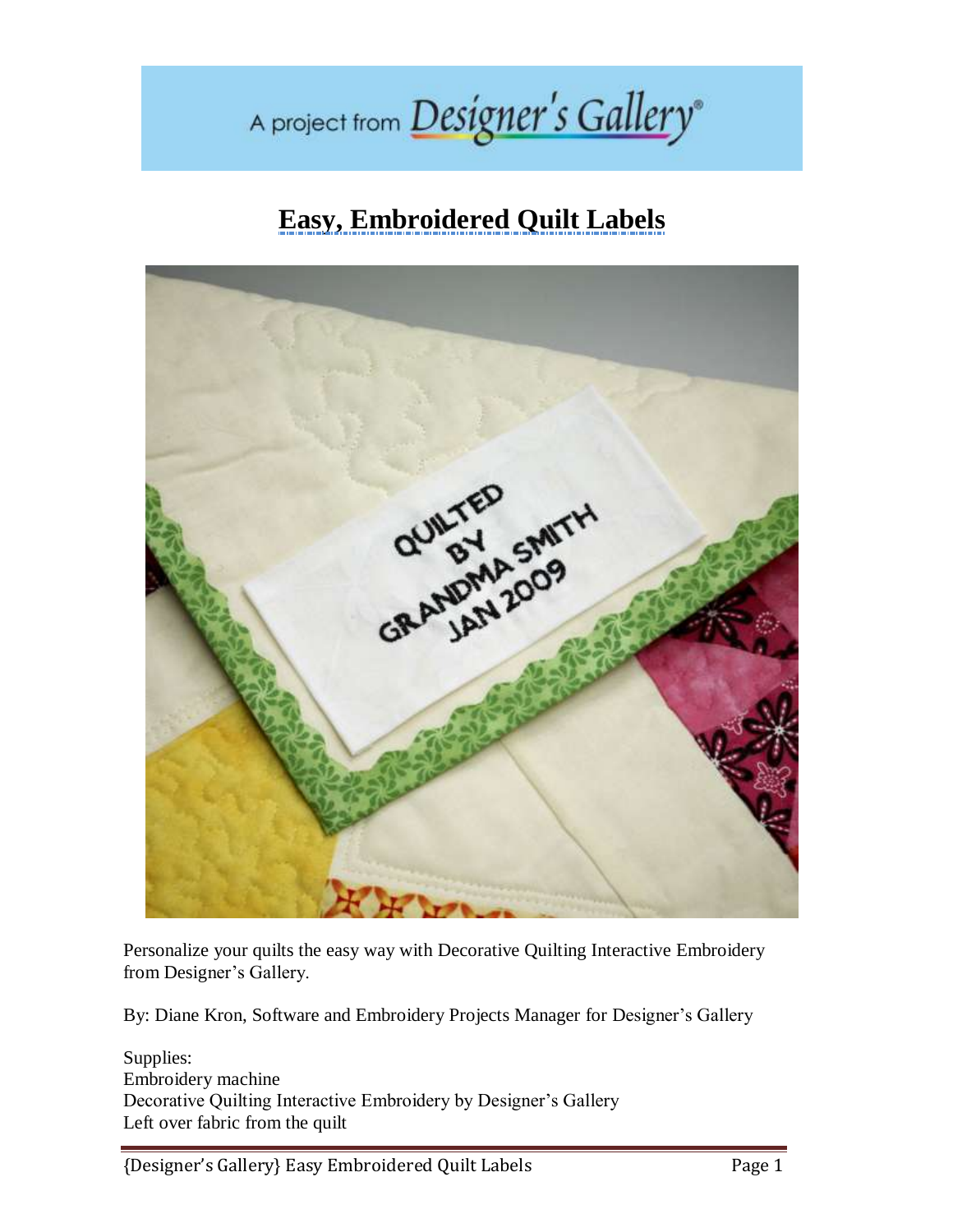A project from Designer's Gallery®

# Easy, Embroidered Quilt Labels

Personalize your quilts the easy way with Decorative Quilting Interactive Embroidery from Designer's Gallery.

By: Diane Kron, Software and Embroidery Projects Manager for Designer's Gallery

Supplies:
Embroidery machine
Decorative Quilting Interactive Embroidery by Designer's Gallery
Left over fabric from the quilt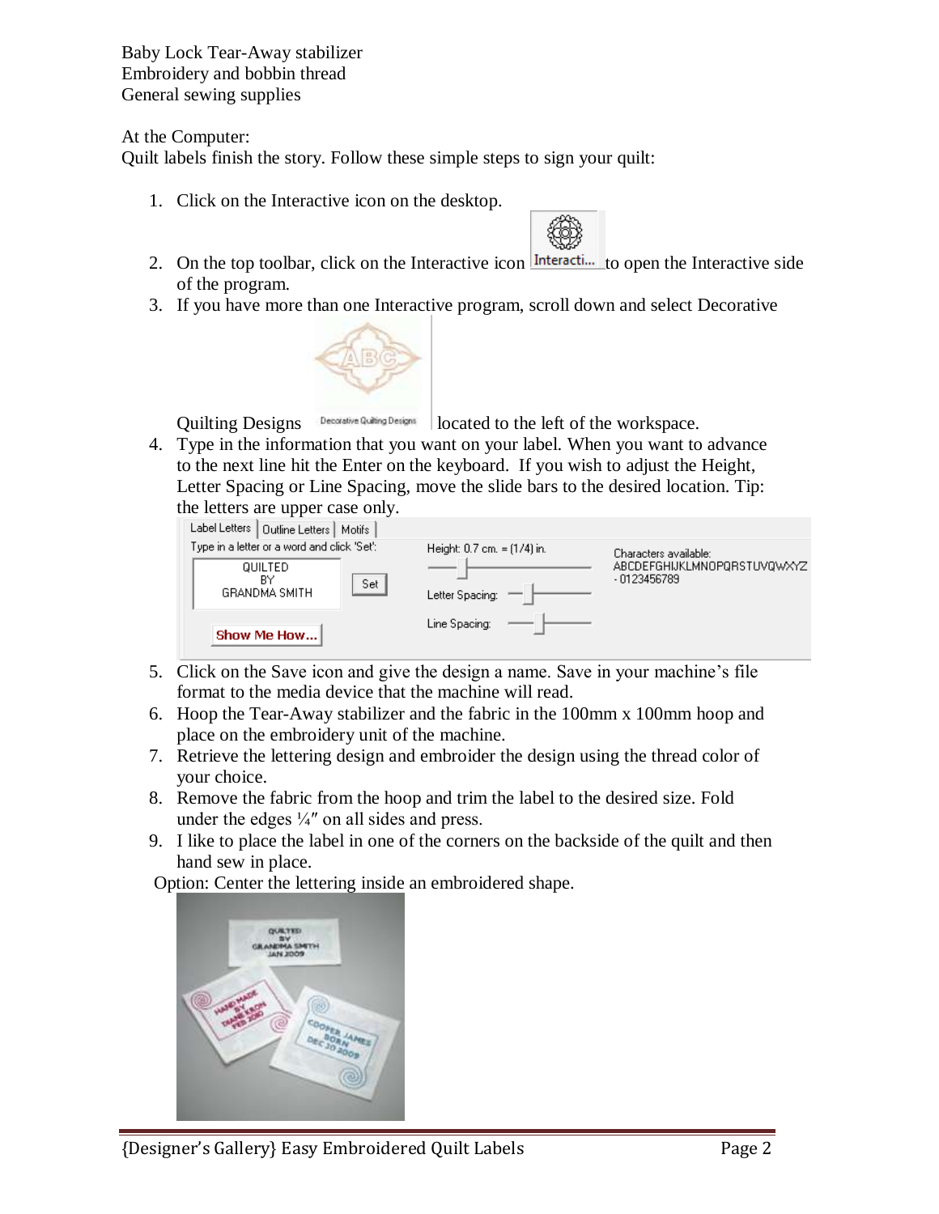Baby Lock Tear-Away stabilizer
Embroidery and bobbin thread
General sewing supplies

At the Computer:
Quilt labels finish the story. Follow these simple steps to sign your quilt:

1. Click on the Interactive icon on the desktop.
2. On the top toolbar, click on the Interactive icon to open the Interactive side of the program.
3. If you have more than one Interactive program, scroll down and select Decorative Quilting Designs located to the left of the workspace.
4. Type in the information that you want on your label. When you want to advance to the next line hit the Enter on the keyboard. If you wish to adjust the Height, Letter Spacing or Line Spacing, move the slide bars to the desired location. Tip: the letters are upper case only.
5. Click on the Save icon and give the design a name. Save in your machine's file format to the media device that the machine will read.
6. Hoop the Tear-Away stabilizer and the fabric in the 100mm x 100mm hoop and place on the embroidery unit of the machine.
7. Retrieve the lettering design and embroider the design using the thread color of your choice.
8. Remove the fabric from the hoop and trim the label to the desired size. Fold under the edges ¼″ on all sides and press.
9. I like to place the label in one of the corners on the backside of the quilt and then hand sew in place.

Option: Center the lettering inside an embroidered shape.